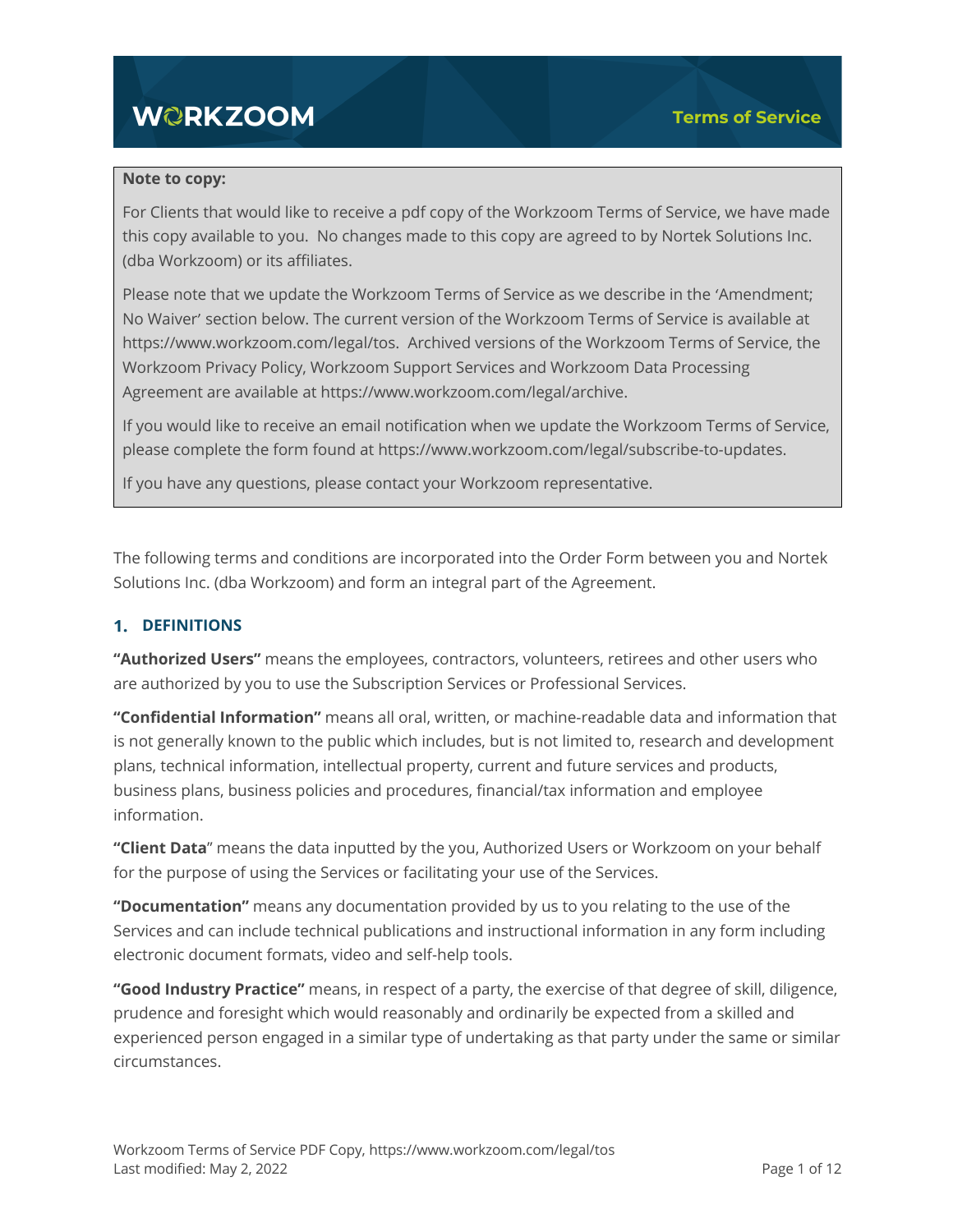# WORKZOOM

**Terms of Service**

> **Note to copy:**
>
> For Clients that would like to receive a pdf copy of the Workzoom Terms of Service, we have made this copy available to you. No changes made to this copy are agreed to by Nortek Solutions Inc. (dba Workzoom) or its affiliates.
>
> Please note that we update the Workzoom Terms of Service as we describe in the 'Amendment; No Waiver' section below. The current version of the Workzoom Terms of Service is available at https://www.workzoom.com/legal/tos. Archived versions of the Workzoom Terms of Service, the Workzoom Privacy Policy, Workzoom Support Services and Workzoom Data Processing Agreement are available at https://www.workzoom.com/legal/archive.
>
> If you would like to receive an email notification when we update the Workzoom Terms of Service, please complete the form found at https://www.workzoom.com/legal/subscribe-to-updates.
>
> If you have any questions, please contact your Workzoom representative.

The following terms and conditions are incorporated into the Order Form between you and Nortek Solutions Inc. (dba Workzoom) and form an integral part of the Agreement.

## 1. DEFINITIONS

**"Authorized Users"** means the employees, contractors, volunteers, retirees and other users who are authorized by you to use the Subscription Services or Professional Services.

**"Confidential Information"** means all oral, written, or machine-readable data and information that is not generally known to the public which includes, but is not limited to, research and development plans, technical information, intellectual property, current and future services and products, business plans, business policies and procedures, financial/tax information and employee information.

**"Client Data"** means the data inputted by the you, Authorized Users or Workzoom on your behalf for the purpose of using the Services or facilitating your use of the Services.

**"Documentation"** means any documentation provided by us to you relating to the use of the Services and can include technical publications and instructional information in any form including electronic document formats, video and self-help tools.

**"Good Industry Practice"** means, in respect of a party, the exercise of that degree of skill, diligence, prudence and foresight which would reasonably and ordinarily be expected from a skilled and experienced person engaged in a similar type of undertaking as that party under the same or similar circumstances.

Workzoom Terms of Service PDF Copy, https://www.workzoom.com/legal/tos
Last modified: May 2, 2022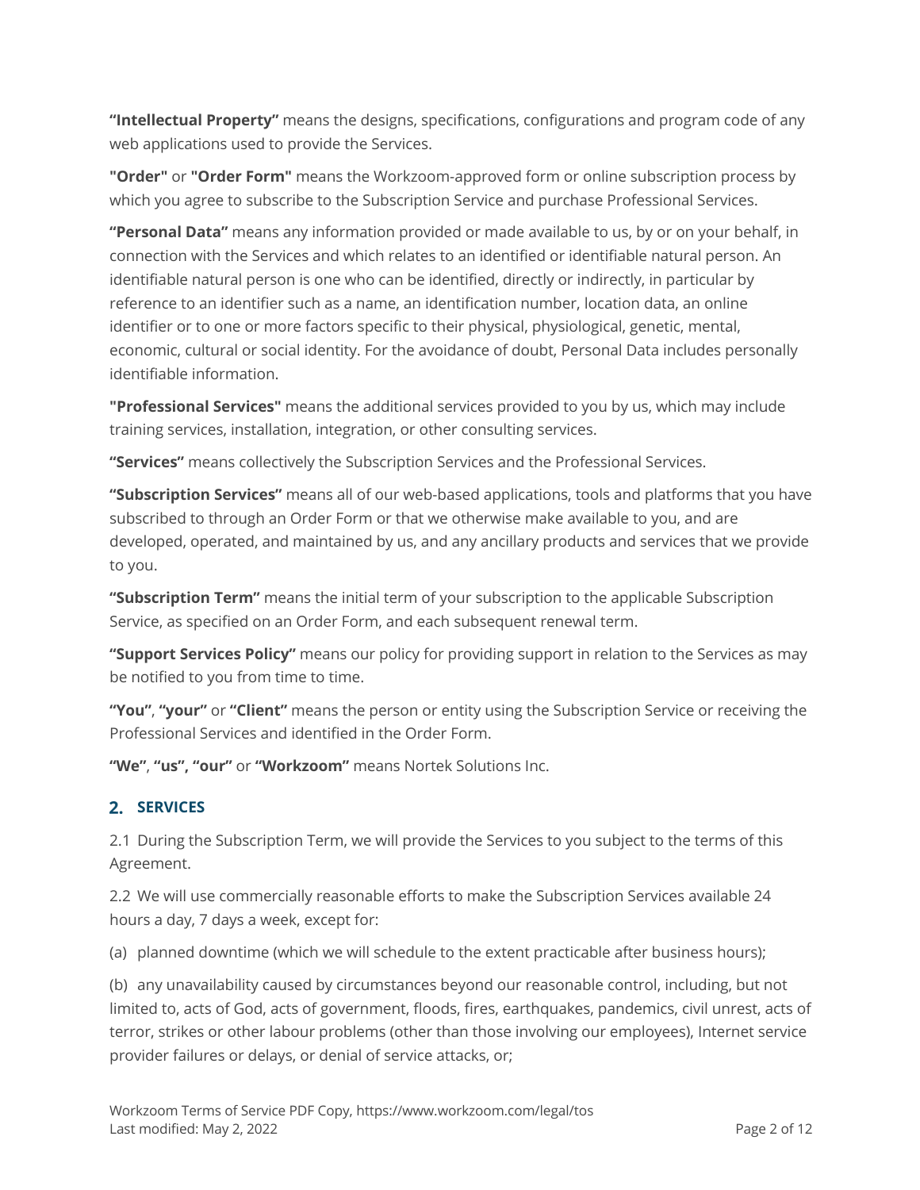**“Intellectual Property”** means the designs, specifications, configurations and program code of any web applications used to provide the Services.

**"Order"** or **"Order Form"** means the Workzoom-approved form or online subscription process by which you agree to subscribe to the Subscription Service and purchase Professional Services.

**“Personal Data”** means any information provided or made available to us, by or on your behalf, in connection with the Services and which relates to an identified or identifiable natural person. An identifiable natural person is one who can be identified, directly or indirectly, in particular by reference to an identifier such as a name, an identification number, location data, an online identifier or to one or more factors specific to their physical, physiological, genetic, mental, economic, cultural or social identity. For the avoidance of doubt, Personal Data includes personally identifiable information.

**"Professional Services"** means the additional services provided to you by us, which may include training services, installation, integration, or other consulting services.

**“Services”** means collectively the Subscription Services and the Professional Services.

**“Subscription Services”** means all of our web-based applications, tools and platforms that you have subscribed to through an Order Form or that we otherwise make available to you, and are developed, operated, and maintained by us, and any ancillary products and services that we provide to you.

**“Subscription Term”** means the initial term of your subscription to the applicable Subscription Service, as specified on an Order Form, and each subsequent renewal term.

**“Support Services Policy”** means our policy for providing support in relation to the Services as may be notified to you from time to time.

**“You”**, **“your”** or **“Client”** means the person or entity using the Subscription Service or receiving the Professional Services and identified in the Order Form.

**“We”**, **“us”, “our”** or **“Workzoom”** means Nortek Solutions Inc.

## 2. SERVICES

2.1 During the Subscription Term, we will provide the Services to you subject to the terms of this Agreement.

2.2 We will use commercially reasonable efforts to make the Subscription Services available 24 hours a day, 7 days a week, except for:

(a) planned downtime (which we will schedule to the extent practicable after business hours);

(b) any unavailability caused by circumstances beyond our reasonable control, including, but not limited to, acts of God, acts of government, floods, fires, earthquakes, pandemics, civil unrest, acts of terror, strikes or other labour problems (other than those involving our employees), Internet service provider failures or delays, or denial of service attacks, or;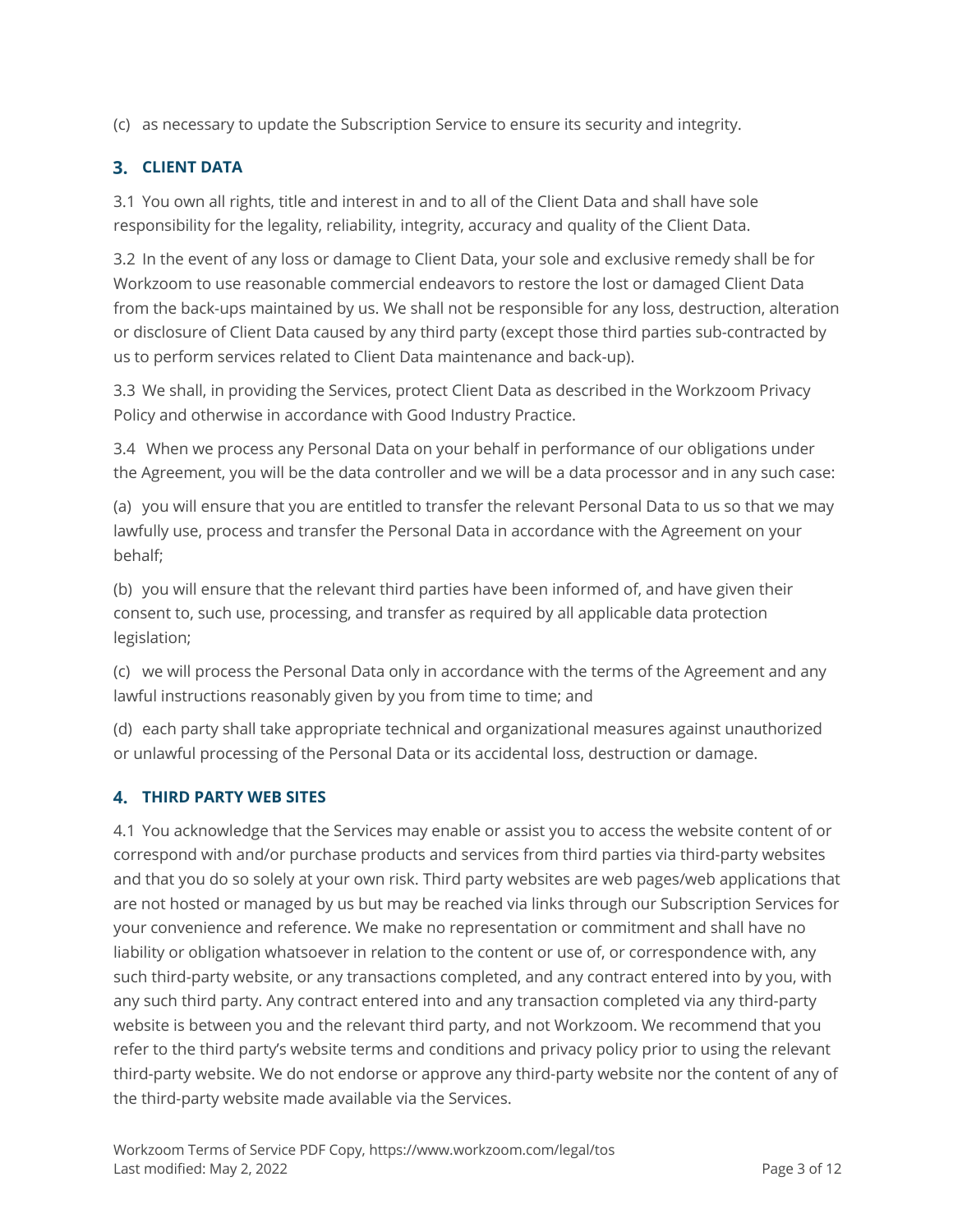(c) as necessary to update the Subscription Service to ensure its security and integrity.

## 3. CLIENT DATA

3.1 You own all rights, title and interest in and to all of the Client Data and shall have sole responsibility for the legality, reliability, integrity, accuracy and quality of the Client Data.

3.2 In the event of any loss or damage to Client Data, your sole and exclusive remedy shall be for Workzoom to use reasonable commercial endeavors to restore the lost or damaged Client Data from the back-ups maintained by us. We shall not be responsible for any loss, destruction, alteration or disclosure of Client Data caused by any third party (except those third parties sub-contracted by us to perform services related to Client Data maintenance and back-up).

3.3 We shall, in providing the Services, protect Client Data as described in the Workzoom Privacy Policy and otherwise in accordance with Good Industry Practice.

3.4 When we process any Personal Data on your behalf in performance of our obligations under the Agreement, you will be the data controller and we will be a data processor and in any such case:

(a) you will ensure that you are entitled to transfer the relevant Personal Data to us so that we may lawfully use, process and transfer the Personal Data in accordance with the Agreement on your behalf;

(b) you will ensure that the relevant third parties have been informed of, and have given their consent to, such use, processing, and transfer as required by all applicable data protection legislation;

(c) we will process the Personal Data only in accordance with the terms of the Agreement and any lawful instructions reasonably given by you from time to time; and

(d) each party shall take appropriate technical and organizational measures against unauthorized or unlawful processing of the Personal Data or its accidental loss, destruction or damage.

## 4. THIRD PARTY WEB SITES

4.1 You acknowledge that the Services may enable or assist you to access the website content of or correspond with and/or purchase products and services from third parties via third-party websites and that you do so solely at your own risk. Third party websites are web pages/web applications that are not hosted or managed by us but may be reached via links through our Subscription Services for your convenience and reference. We make no representation or commitment and shall have no liability or obligation whatsoever in relation to the content or use of, or correspondence with, any such third-party website, or any transactions completed, and any contract entered into by you, with any such third party. Any contract entered into and any transaction completed via any third-party website is between you and the relevant third party, and not Workzoom. We recommend that you refer to the third party's website terms and conditions and privacy policy prior to using the relevant third-party website. We do not endorse or approve any third-party website nor the content of any of the third-party website made available via the Services.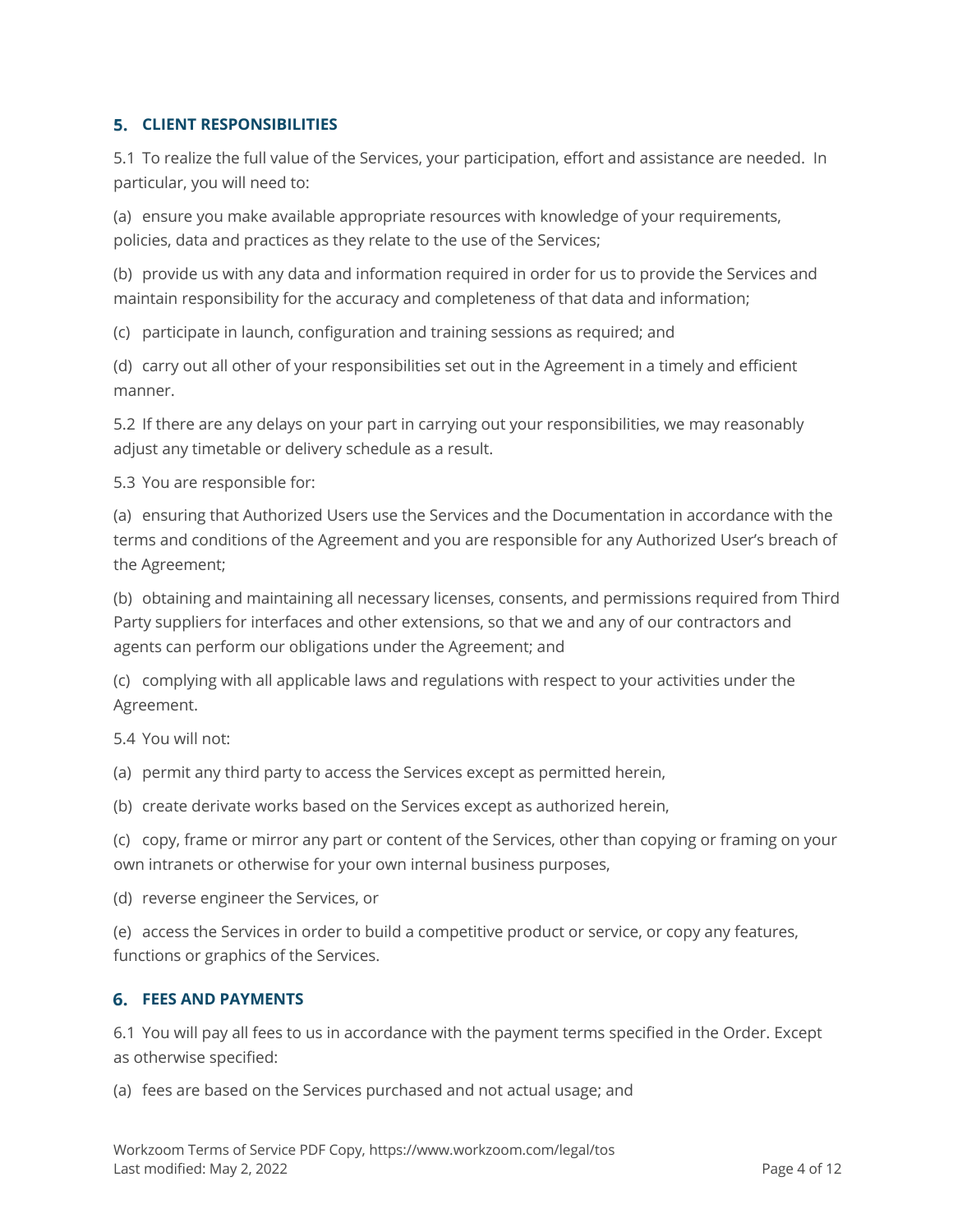## 5. CLIENT RESPONSIBILITIES

5.1 To realize the full value of the Services, your participation, effort and assistance are needed. In particular, you will need to:

(a) ensure you make available appropriate resources with knowledge of your requirements, policies, data and practices as they relate to the use of the Services;

(b) provide us with any data and information required in order for us to provide the Services and maintain responsibility for the accuracy and completeness of that data and information;

(c) participate in launch, configuration and training sessions as required; and

(d) carry out all other of your responsibilities set out in the Agreement in a timely and efficient manner.

5.2 If there are any delays on your part in carrying out your responsibilities, we may reasonably adjust any timetable or delivery schedule as a result.

5.3 You are responsible for:

(a) ensuring that Authorized Users use the Services and the Documentation in accordance with the terms and conditions of the Agreement and you are responsible for any Authorized User's breach of the Agreement;

(b) obtaining and maintaining all necessary licenses, consents, and permissions required from Third Party suppliers for interfaces and other extensions, so that we and any of our contractors and agents can perform our obligations under the Agreement; and

(c) complying with all applicable laws and regulations with respect to your activities under the Agreement.

5.4 You will not:

(a) permit any third party to access the Services except as permitted herein,

(b) create derivate works based on the Services except as authorized herein,

(c) copy, frame or mirror any part or content of the Services, other than copying or framing on your own intranets or otherwise for your own internal business purposes,

(d) reverse engineer the Services, or

(e) access the Services in order to build a competitive product or service, or copy any features, functions or graphics of the Services.

## 6. FEES AND PAYMENTS

6.1 You will pay all fees to us in accordance with the payment terms specified in the Order. Except as otherwise specified:

(a) fees are based on the Services purchased and not actual usage; and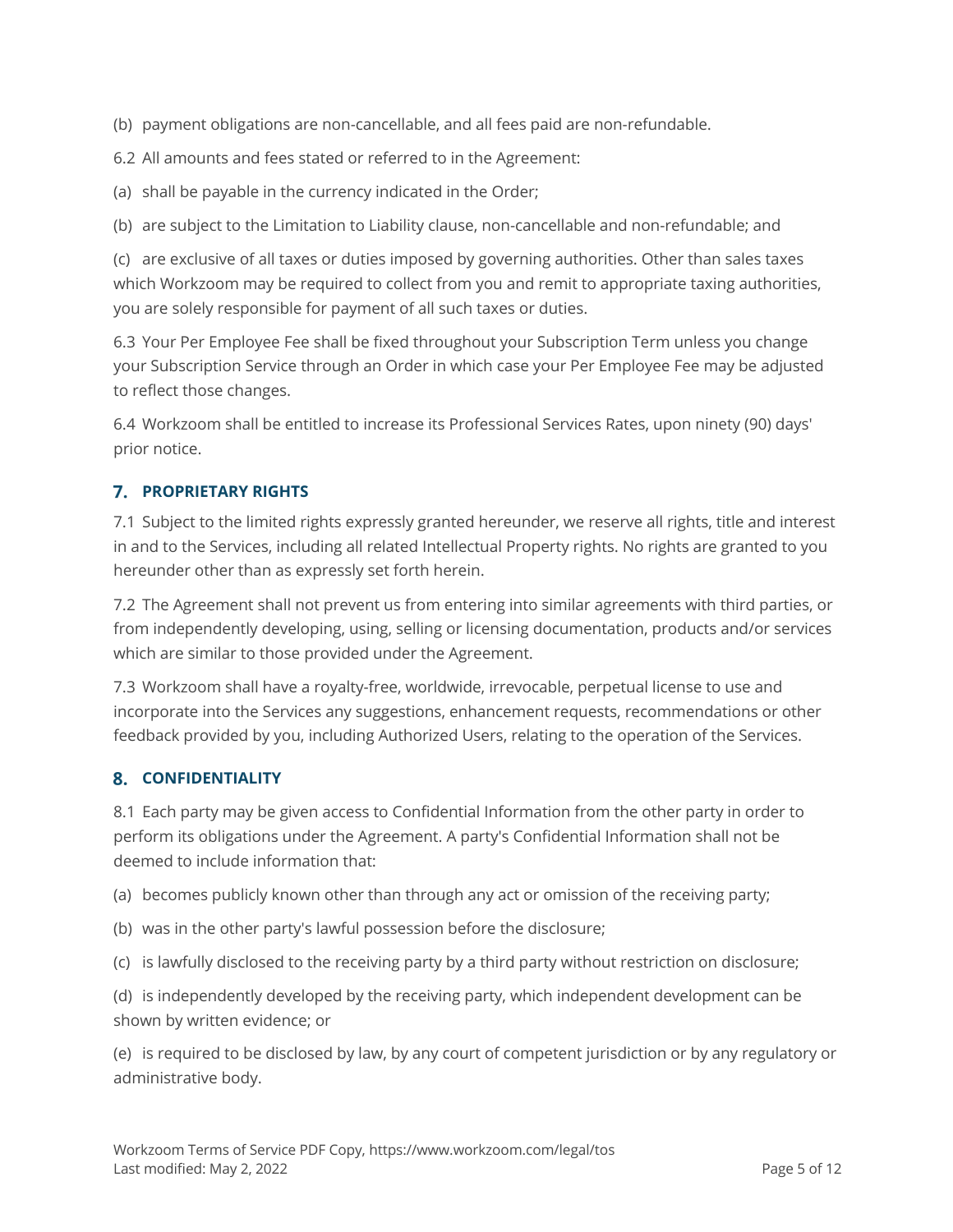(b) payment obligations are non-cancellable, and all fees paid are non-refundable.

6.2 All amounts and fees stated or referred to in the Agreement:

(a) shall be payable in the currency indicated in the Order;

(b) are subject to the Limitation to Liability clause, non-cancellable and non-refundable; and

(c) are exclusive of all taxes or duties imposed by governing authorities. Other than sales taxes which Workzoom may be required to collect from you and remit to appropriate taxing authorities, you are solely responsible for payment of all such taxes or duties.

6.3 Your Per Employee Fee shall be fixed throughout your Subscription Term unless you change your Subscription Service through an Order in which case your Per Employee Fee may be adjusted to reflect those changes.

6.4 Workzoom shall be entitled to increase its Professional Services Rates, upon ninety (90) days' prior notice.

## 7. PROPRIETARY RIGHTS

7.1 Subject to the limited rights expressly granted hereunder, we reserve all rights, title and interest in and to the Services, including all related Intellectual Property rights. No rights are granted to you hereunder other than as expressly set forth herein.

7.2 The Agreement shall not prevent us from entering into similar agreements with third parties, or from independently developing, using, selling or licensing documentation, products and/or services which are similar to those provided under the Agreement.

7.3 Workzoom shall have a royalty-free, worldwide, irrevocable, perpetual license to use and incorporate into the Services any suggestions, enhancement requests, recommendations or other feedback provided by you, including Authorized Users, relating to the operation of the Services.

## 8. CONFIDENTIALITY

8.1 Each party may be given access to Confidential Information from the other party in order to perform its obligations under the Agreement. A party's Confidential Information shall not be deemed to include information that:

(a) becomes publicly known other than through any act or omission of the receiving party;

(b) was in the other party's lawful possession before the disclosure;

(c) is lawfully disclosed to the receiving party by a third party without restriction on disclosure;

(d) is independently developed by the receiving party, which independent development can be shown by written evidence; or

(e) is required to be disclosed by law, by any court of competent jurisdiction or by any regulatory or administrative body.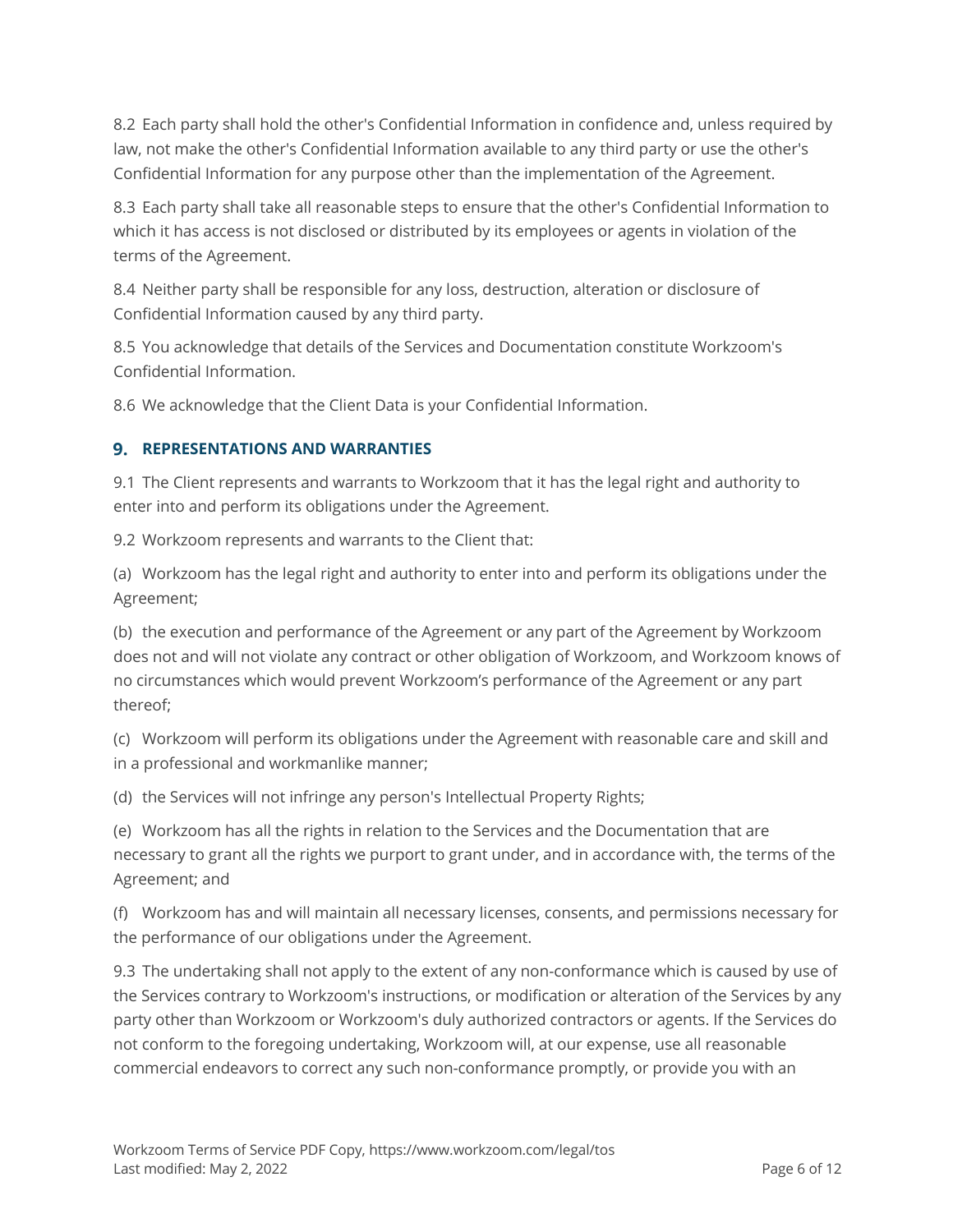8.2 Each party shall hold the other's Confidential Information in confidence and, unless required by law, not make the other's Confidential Information available to any third party or use the other's Confidential Information for any purpose other than the implementation of the Agreement.

8.3 Each party shall take all reasonable steps to ensure that the other's Confidential Information to which it has access is not disclosed or distributed by its employees or agents in violation of the terms of the Agreement.

8.4 Neither party shall be responsible for any loss, destruction, alteration or disclosure of Confidential Information caused by any third party.

8.5 You acknowledge that details of the Services and Documentation constitute Workzoom's Confidential Information.

8.6 We acknowledge that the Client Data is your Confidential Information.

## 9. REPRESENTATIONS AND WARRANTIES

9.1 The Client represents and warrants to Workzoom that it has the legal right and authority to enter into and perform its obligations under the Agreement.

9.2 Workzoom represents and warrants to the Client that:

(a) Workzoom has the legal right and authority to enter into and perform its obligations under the Agreement;

(b) the execution and performance of the Agreement or any part of the Agreement by Workzoom does not and will not violate any contract or other obligation of Workzoom, and Workzoom knows of no circumstances which would prevent Workzoom's performance of the Agreement or any part thereof;

(c) Workzoom will perform its obligations under the Agreement with reasonable care and skill and in a professional and workmanlike manner;

(d) the Services will not infringe any person's Intellectual Property Rights;

(e) Workzoom has all the rights in relation to the Services and the Documentation that are necessary to grant all the rights we purport to grant under, and in accordance with, the terms of the Agreement; and

(f) Workzoom has and will maintain all necessary licenses, consents, and permissions necessary for the performance of our obligations under the Agreement.

9.3 The undertaking shall not apply to the extent of any non-conformance which is caused by use of the Services contrary to Workzoom's instructions, or modification or alteration of the Services by any party other than Workzoom or Workzoom's duly authorized contractors or agents. If the Services do not conform to the foregoing undertaking, Workzoom will, at our expense, use all reasonable commercial endeavors to correct any such non-conformance promptly, or provide you with an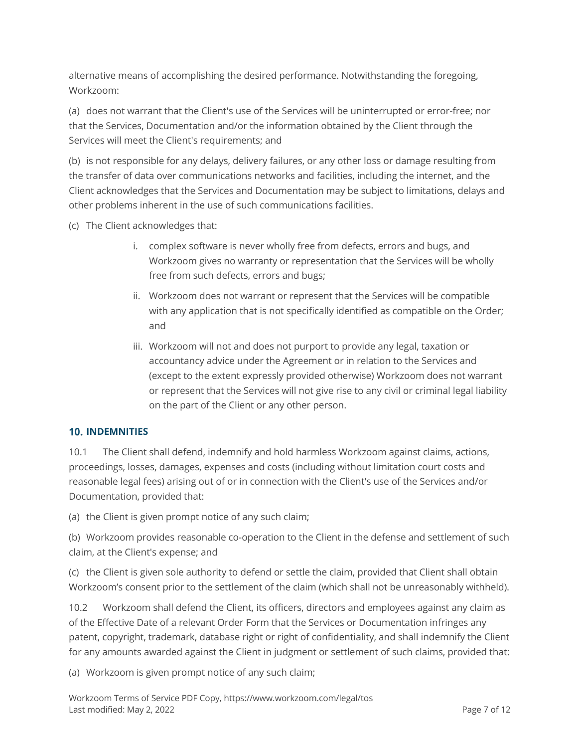alternative means of accomplishing the desired performance. Notwithstanding the foregoing, Workzoom:

(a) does not warrant that the Client's use of the Services will be uninterrupted or error-free; nor that the Services, Documentation and/or the information obtained by the Client through the Services will meet the Client's requirements; and

(b) is not responsible for any delays, delivery failures, or any other loss or damage resulting from the transfer of data over communications networks and facilities, including the internet, and the Client acknowledges that the Services and Documentation may be subject to limitations, delays and other problems inherent in the use of such communications facilities.

(c) The Client acknowledges that:

i. complex software is never wholly free from defects, errors and bugs, and Workzoom gives no warranty or representation that the Services will be wholly free from such defects, errors and bugs;

ii. Workzoom does not warrant or represent that the Services will be compatible with any application that is not specifically identified as compatible on the Order; and

iii. Workzoom will not and does not purport to provide any legal, taxation or accountancy advice under the Agreement or in relation to the Services and (except to the extent expressly provided otherwise) Workzoom does not warrant or represent that the Services will not give rise to any civil or criminal legal liability on the part of the Client or any other person.

## 10. INDEMNITIES

10.1 The Client shall defend, indemnify and hold harmless Workzoom against claims, actions, proceedings, losses, damages, expenses and costs (including without limitation court costs and reasonable legal fees) arising out of or in connection with the Client's use of the Services and/or Documentation, provided that:

(a) the Client is given prompt notice of any such claim;

(b) Workzoom provides reasonable co-operation to the Client in the defense and settlement of such claim, at the Client's expense; and

(c) the Client is given sole authority to defend or settle the claim, provided that Client shall obtain Workzoom's consent prior to the settlement of the claim (which shall not be unreasonably withheld).

10.2 Workzoom shall defend the Client, its officers, directors and employees against any claim as of the Effective Date of a relevant Order Form that the Services or Documentation infringes any patent, copyright, trademark, database right or right of confidentiality, and shall indemnify the Client for any amounts awarded against the Client in judgment or settlement of such claims, provided that:

(a) Workzoom is given prompt notice of any such claim;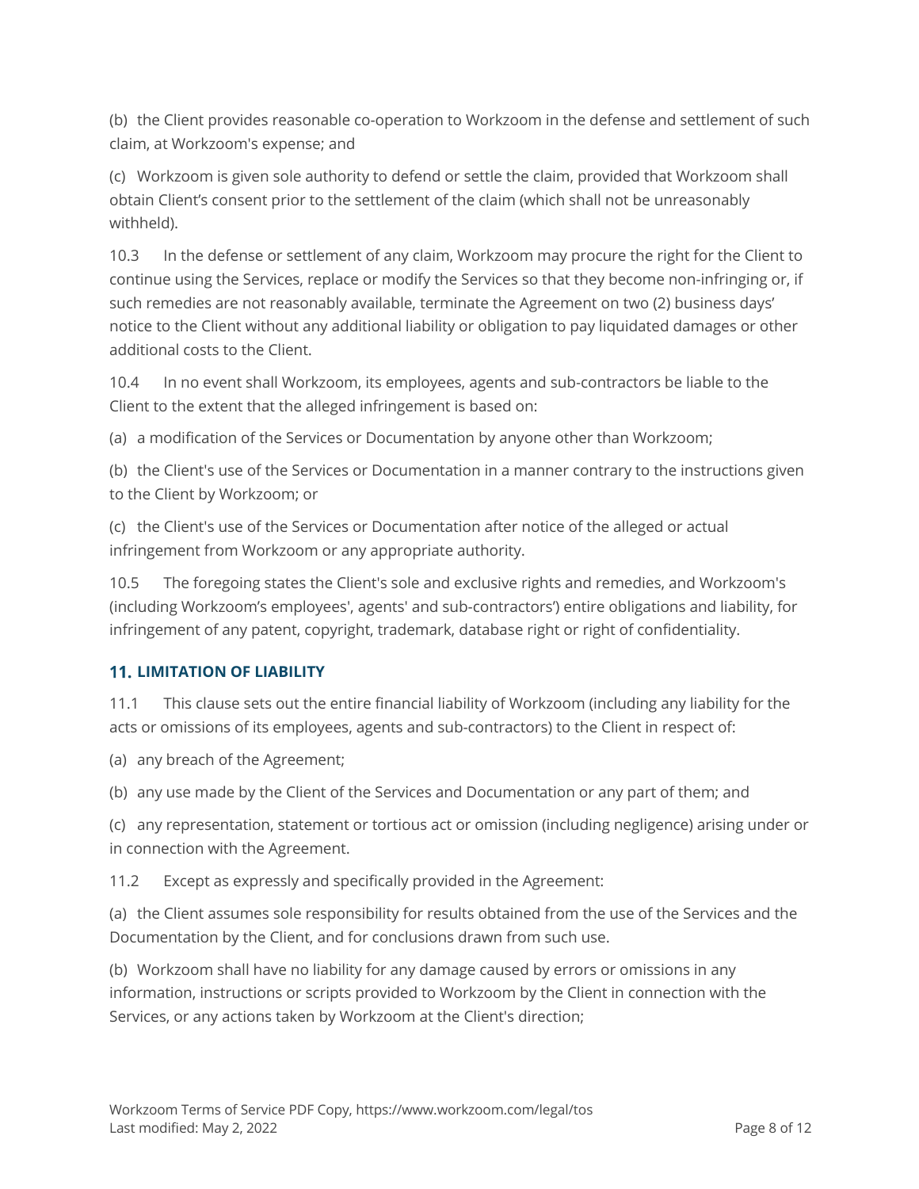(b) the Client provides reasonable co-operation to Workzoom in the defense and settlement of such claim, at Workzoom's expense; and

(c) Workzoom is given sole authority to defend or settle the claim, provided that Workzoom shall obtain Client's consent prior to the settlement of the claim (which shall not be unreasonably withheld).

10.3 In the defense or settlement of any claim, Workzoom may procure the right for the Client to continue using the Services, replace or modify the Services so that they become non-infringing or, if such remedies are not reasonably available, terminate the Agreement on two (2) business days' notice to the Client without any additional liability or obligation to pay liquidated damages or other additional costs to the Client.

10.4 In no event shall Workzoom, its employees, agents and sub-contractors be liable to the Client to the extent that the alleged infringement is based on:

(a) a modification of the Services or Documentation by anyone other than Workzoom;

(b) the Client's use of the Services or Documentation in a manner contrary to the instructions given to the Client by Workzoom; or

(c) the Client's use of the Services or Documentation after notice of the alleged or actual infringement from Workzoom or any appropriate authority.

10.5 The foregoing states the Client's sole and exclusive rights and remedies, and Workzoom's (including Workzoom's employees', agents' and sub-contractors') entire obligations and liability, for infringement of any patent, copyright, trademark, database right or right of confidentiality.

## 11. LIMITATION OF LIABILITY

11.1 This clause sets out the entire financial liability of Workzoom (including any liability for the acts or omissions of its employees, agents and sub-contractors) to the Client in respect of:

(a) any breach of the Agreement;

(b) any use made by the Client of the Services and Documentation or any part of them; and

(c) any representation, statement or tortious act or omission (including negligence) arising under or in connection with the Agreement.

11.2 Except as expressly and specifically provided in the Agreement:

(a) the Client assumes sole responsibility for results obtained from the use of the Services and the Documentation by the Client, and for conclusions drawn from such use.

(b) Workzoom shall have no liability for any damage caused by errors or omissions in any information, instructions or scripts provided to Workzoom by the Client in connection with the Services, or any actions taken by Workzoom at the Client's direction;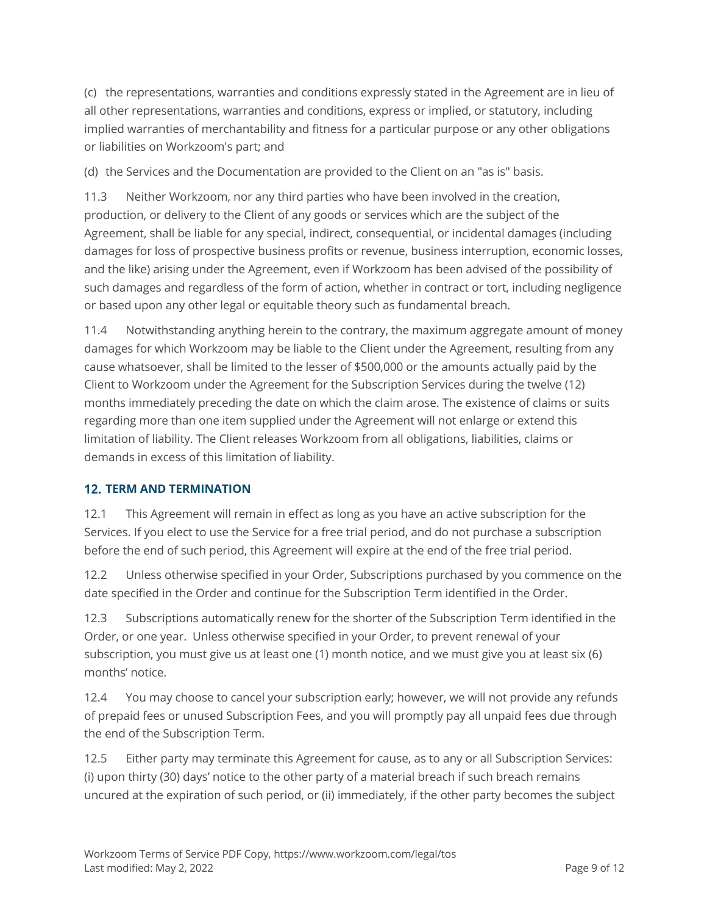(c) the representations, warranties and conditions expressly stated in the Agreement are in lieu of all other representations, warranties and conditions, express or implied, or statutory, including implied warranties of merchantability and fitness for a particular purpose or any other obligations or liabilities on Workzoom's part; and

(d) the Services and the Documentation are provided to the Client on an "as is" basis.

11.3 Neither Workzoom, nor any third parties who have been involved in the creation, production, or delivery to the Client of any goods or services which are the subject of the Agreement, shall be liable for any special, indirect, consequential, or incidental damages (including damages for loss of prospective business profits or revenue, business interruption, economic losses, and the like) arising under the Agreement, even if Workzoom has been advised of the possibility of such damages and regardless of the form of action, whether in contract or tort, including negligence or based upon any other legal or equitable theory such as fundamental breach.

11.4 Notwithstanding anything herein to the contrary, the maximum aggregate amount of money damages for which Workzoom may be liable to the Client under the Agreement, resulting from any cause whatsoever, shall be limited to the lesser of $500,000 or the amounts actually paid by the Client to Workzoom under the Agreement for the Subscription Services during the twelve (12) months immediately preceding the date on which the claim arose. The existence of claims or suits regarding more than one item supplied under the Agreement will not enlarge or extend this limitation of liability. The Client releases Workzoom from all obligations, liabilities, claims or demands in excess of this limitation of liability.

## 12. TERM AND TERMINATION

12.1 This Agreement will remain in effect as long as you have an active subscription for the Services. If you elect to use the Service for a free trial period, and do not purchase a subscription before the end of such period, this Agreement will expire at the end of the free trial period.

12.2 Unless otherwise specified in your Order, Subscriptions purchased by you commence on the date specified in the Order and continue for the Subscription Term identified in the Order.

12.3 Subscriptions automatically renew for the shorter of the Subscription Term identified in the Order, or one year. Unless otherwise specified in your Order, to prevent renewal of your subscription, you must give us at least one (1) month notice, and we must give you at least six (6) months' notice.

12.4 You may choose to cancel your subscription early; however, we will not provide any refunds of prepaid fees or unused Subscription Fees, and you will promptly pay all unpaid fees due through the end of the Subscription Term.

12.5 Either party may terminate this Agreement for cause, as to any or all Subscription Services: (i) upon thirty (30) days' notice to the other party of a material breach if such breach remains uncured at the expiration of such period, or (ii) immediately, if the other party becomes the subject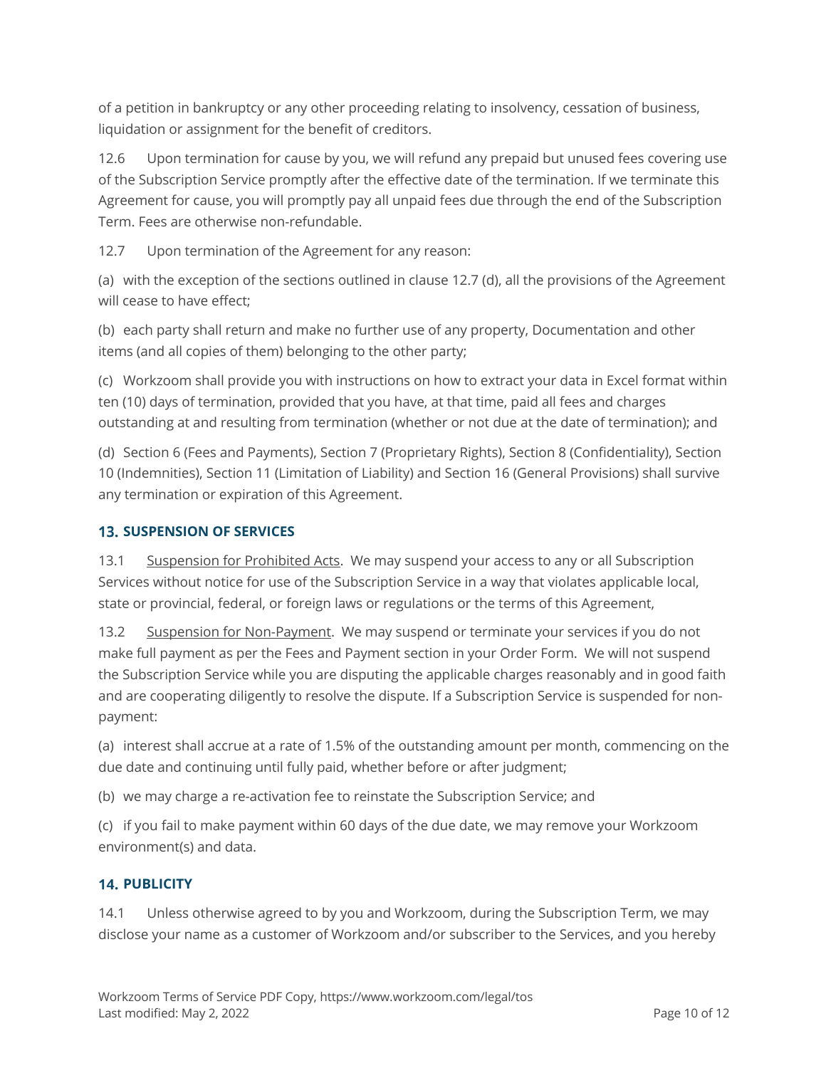of a petition in bankruptcy or any other proceeding relating to insolvency, cessation of business, liquidation or assignment for the benefit of creditors.

12.6 Upon termination for cause by you, we will refund any prepaid but unused fees covering use of the Subscription Service promptly after the effective date of the termination. If we terminate this Agreement for cause, you will promptly pay all unpaid fees due through the end of the Subscription Term. Fees are otherwise non-refundable.

12.7 Upon termination of the Agreement for any reason:

(a) with the exception of the sections outlined in clause 12.7 (d), all the provisions of the Agreement will cease to have effect;

(b) each party shall return and make no further use of any property, Documentation and other items (and all copies of them) belonging to the other party;

(c) Workzoom shall provide you with instructions on how to extract your data in Excel format within ten (10) days of termination, provided that you have, at that time, paid all fees and charges outstanding at and resulting from termination (whether or not due at the date of termination); and

(d) Section 6 (Fees and Payments), Section 7 (Proprietary Rights), Section 8 (Confidentiality), Section 10 (Indemnities), Section 11 (Limitation of Liability) and Section 16 (General Provisions) shall survive any termination or expiration of this Agreement.

## 13. SUSPENSION OF SERVICES

13.1 Suspension for Prohibited Acts. We may suspend your access to any or all Subscription Services without notice for use of the Subscription Service in a way that violates applicable local, state or provincial, federal, or foreign laws or regulations or the terms of this Agreement,

13.2 Suspension for Non-Payment. We may suspend or terminate your services if you do not make full payment as per the Fees and Payment section in your Order Form. We will not suspend the Subscription Service while you are disputing the applicable charges reasonably and in good faith and are cooperating diligently to resolve the dispute. If a Subscription Service is suspended for non-payment:

(a) interest shall accrue at a rate of 1.5% of the outstanding amount per month, commencing on the due date and continuing until fully paid, whether before or after judgment;

(b) we may charge a re-activation fee to reinstate the Subscription Service; and

(c) if you fail to make payment within 60 days of the due date, we may remove your Workzoom environment(s) and data.

## 14. PUBLICITY

14.1 Unless otherwise agreed to by you and Workzoom, during the Subscription Term, we may disclose your name as a customer of Workzoom and/or subscriber to the Services, and you hereby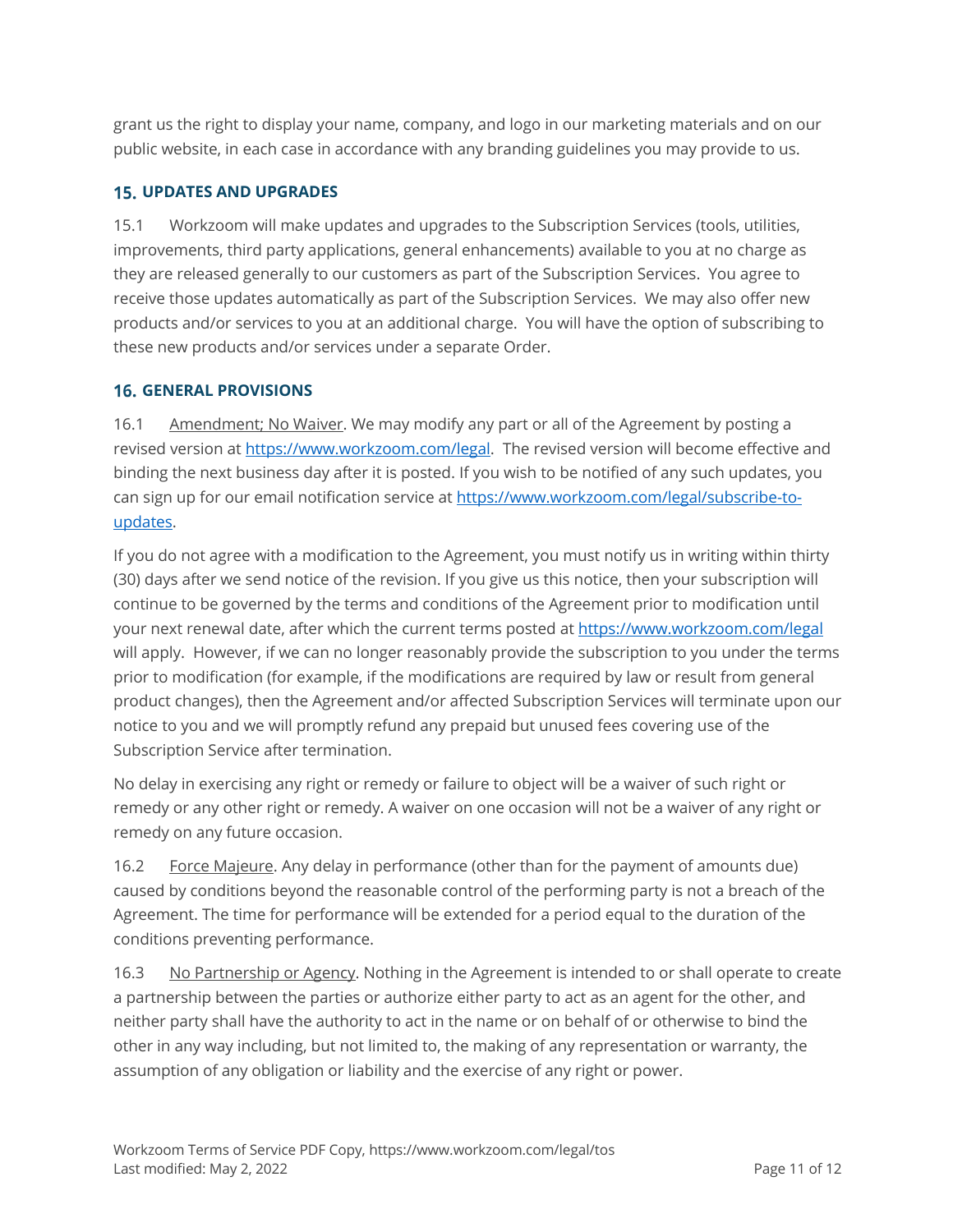grant us the right to display your name, company, and logo in our marketing materials and on our public website, in each case in accordance with any branding guidelines you may provide to us.

## 15. UPDATES AND UPGRADES

15.1 Workzoom will make updates and upgrades to the Subscription Services (tools, utilities, improvements, third party applications, general enhancements) available to you at no charge as they are released generally to our customers as part of the Subscription Services. You agree to receive those updates automatically as part of the Subscription Services. We may also offer new products and/or services to you at an additional charge. You will have the option of subscribing to these new products and/or services under a separate Order.

## 16. GENERAL PROVISIONS

16.1 Amendment; No Waiver. We may modify any part or all of the Agreement by posting a revised version at [https://www.workzoom.com/legal](https://www.workzoom.com/legal). The revised version will become effective and binding the next business day after it is posted. If you wish to be notified of any such updates, you can sign up for our email notification service at [https://www.workzoom.com/legal/subscribe-to-updates](https://www.workzoom.com/legal/subscribe-to-updates).

If you do not agree with a modification to the Agreement, you must notify us in writing within thirty (30) days after we send notice of the revision. If you give us this notice, then your subscription will continue to be governed by the terms and conditions of the Agreement prior to modification until your next renewal date, after which the current terms posted at [https://www.workzoom.com/legal](https://www.workzoom.com/legal) will apply. However, if we can no longer reasonably provide the subscription to you under the terms prior to modification (for example, if the modifications are required by law or result from general product changes), then the Agreement and/or affected Subscription Services will terminate upon our notice to you and we will promptly refund any prepaid but unused fees covering use of the Subscription Service after termination.

No delay in exercising any right or remedy or failure to object will be a waiver of such right or remedy or any other right or remedy. A waiver on one occasion will not be a waiver of any right or remedy on any future occasion.

16.2 Force Majeure. Any delay in performance (other than for the payment of amounts due) caused by conditions beyond the reasonable control of the performing party is not a breach of the Agreement. The time for performance will be extended for a period equal to the duration of the conditions preventing performance.

16.3 No Partnership or Agency. Nothing in the Agreement is intended to or shall operate to create a partnership between the parties or authorize either party to act as an agent for the other, and neither party shall have the authority to act in the name or on behalf of or otherwise to bind the other in any way including, but not limited to, the making of any representation or warranty, the assumption of any obligation or liability and the exercise of any right or power.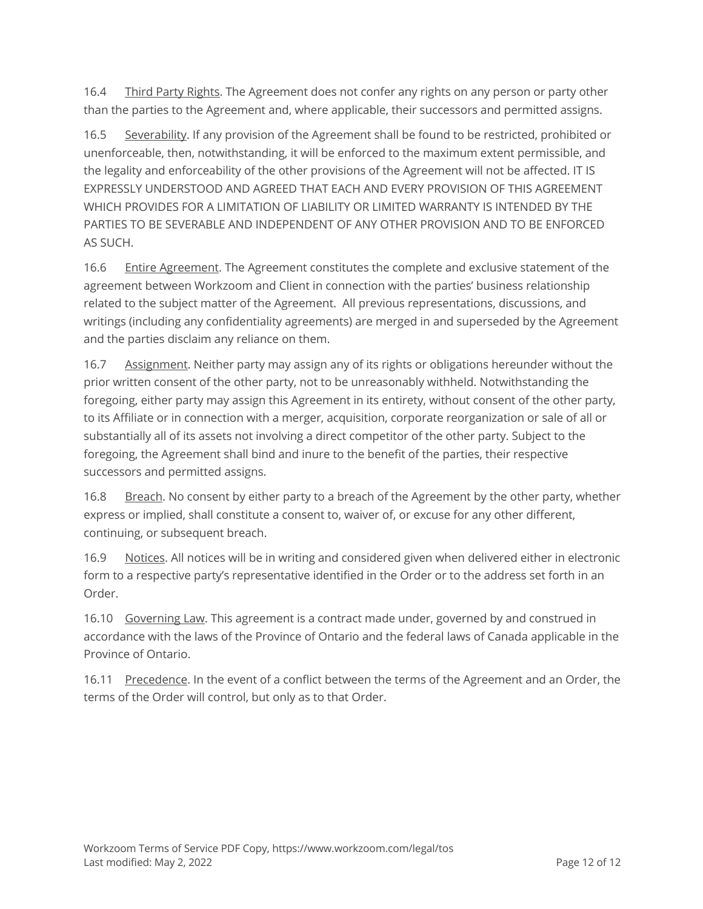16.4 Third Party Rights. The Agreement does not confer any rights on any person or party other than the parties to the Agreement and, where applicable, their successors and permitted assigns.

16.5 Severability. If any provision of the Agreement shall be found to be restricted, prohibited or unenforceable, then, notwithstanding, it will be enforced to the maximum extent permissible, and the legality and enforceability of the other provisions of the Agreement will not be affected. IT IS EXPRESSLY UNDERSTOOD AND AGREED THAT EACH AND EVERY PROVISION OF THIS AGREEMENT WHICH PROVIDES FOR A LIMITATION OF LIABILITY OR LIMITED WARRANTY IS INTENDED BY THE PARTIES TO BE SEVERABLE AND INDEPENDENT OF ANY OTHER PROVISION AND TO BE ENFORCED AS SUCH.

16.6 Entire Agreement. The Agreement constitutes the complete and exclusive statement of the agreement between Workzoom and Client in connection with the parties' business relationship related to the subject matter of the Agreement. All previous representations, discussions, and writings (including any confidentiality agreements) are merged in and superseded by the Agreement and the parties disclaim any reliance on them.

16.7 Assignment. Neither party may assign any of its rights or obligations hereunder without the prior written consent of the other party, not to be unreasonably withheld. Notwithstanding the foregoing, either party may assign this Agreement in its entirety, without consent of the other party, to its Affiliate or in connection with a merger, acquisition, corporate reorganization or sale of all or substantially all of its assets not involving a direct competitor of the other party. Subject to the foregoing, the Agreement shall bind and inure to the benefit of the parties, their respective successors and permitted assigns.

16.8 Breach. No consent by either party to a breach of the Agreement by the other party, whether express or implied, shall constitute a consent to, waiver of, or excuse for any other different, continuing, or subsequent breach.

16.9 Notices. All notices will be in writing and considered given when delivered either in electronic form to a respective party's representative identified in the Order or to the address set forth in an Order.

16.10 Governing Law. This agreement is a contract made under, governed by and construed in accordance with the laws of the Province of Ontario and the federal laws of Canada applicable in the Province of Ontario.

16.11 Precedence. In the event of a conflict between the terms of the Agreement and an Order, the terms of the Order will control, but only as to that Order.